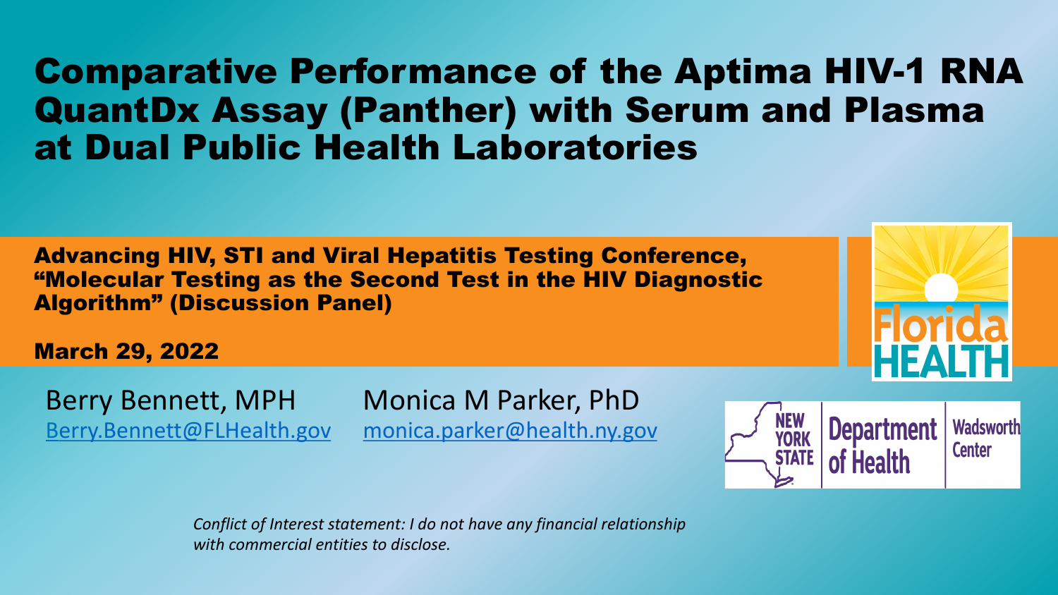# Comparative Performance of the Aptima HIV-1 RNA QuantDx Assay (Panther) with Serum and Plasma at Dual Public Health Laboratories

**Advancing HIV, STI and Viral Hepatitis Testing Conference, "Molecular Testing as the Second Test in the HIV Diagnostic Algorithm" (Discussion Panel)**

**March 29, 2022**

Berry Bennett, MPH
Berry.Bennett@FLHealth.gov

Monica M Parker, PhD
monica.parker@health.ny.gov

Florida HEALTH

New York State Department of Health, Wadsworth Center

*Conflict of Interest statement: I do not have any financial relationship with commercial entities to disclose.*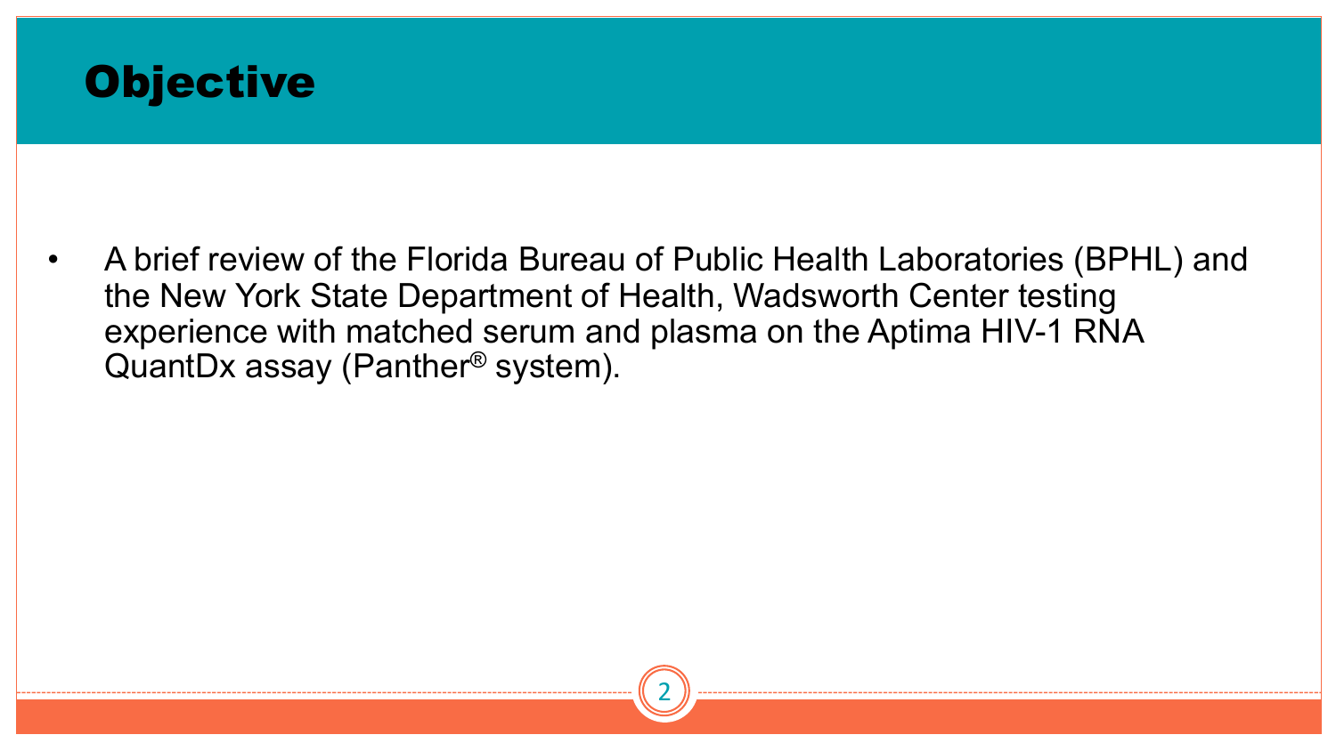# Objective

- A brief review of the Florida Bureau of Public Health Laboratories (BPHL) and the New York State Department of Health, Wadsworth Center testing experience with matched serum and plasma on the Aptima HIV-1 RNA QuantDx assay (Panther® system).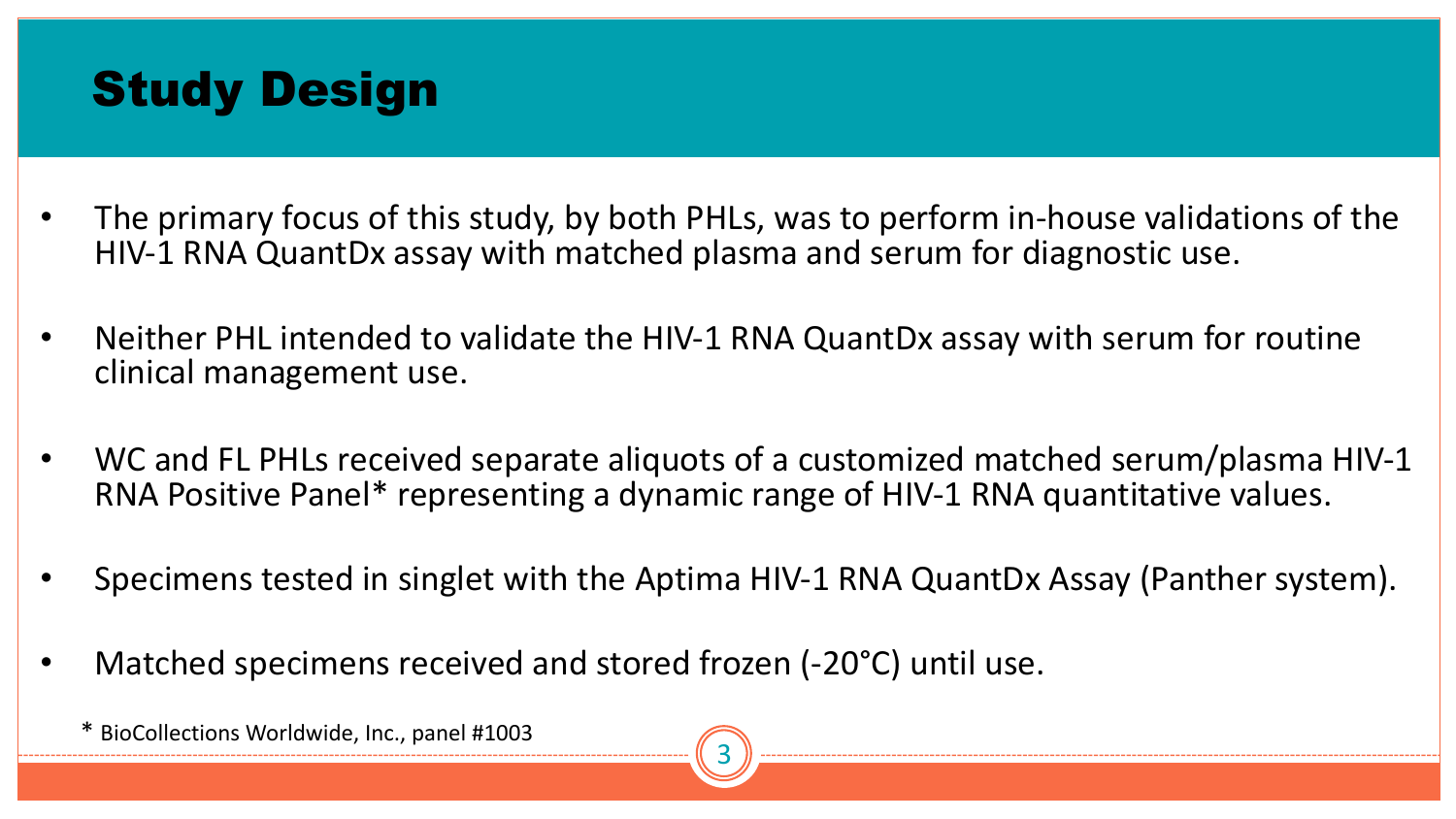# Study Design

- The primary focus of this study, by both PHLs, was to perform in-house validations of the HIV-1 RNA QuantDx assay with matched plasma and serum for diagnostic use.
- Neither PHL intended to validate the HIV-1 RNA QuantDx assay with serum for routine clinical management use.
- WC and FL PHLs received separate aliquots of a customized matched serum/plasma HIV-1 RNA Positive Panel* representing a dynamic range of HIV-1 RNA quantitative values.
- Specimens tested in singlet with the Aptima HIV-1 RNA QuantDx Assay (Panther system).
- Matched specimens received and stored frozen (-20°C) until use.

* BioCollections Worldwide, Inc., panel #1003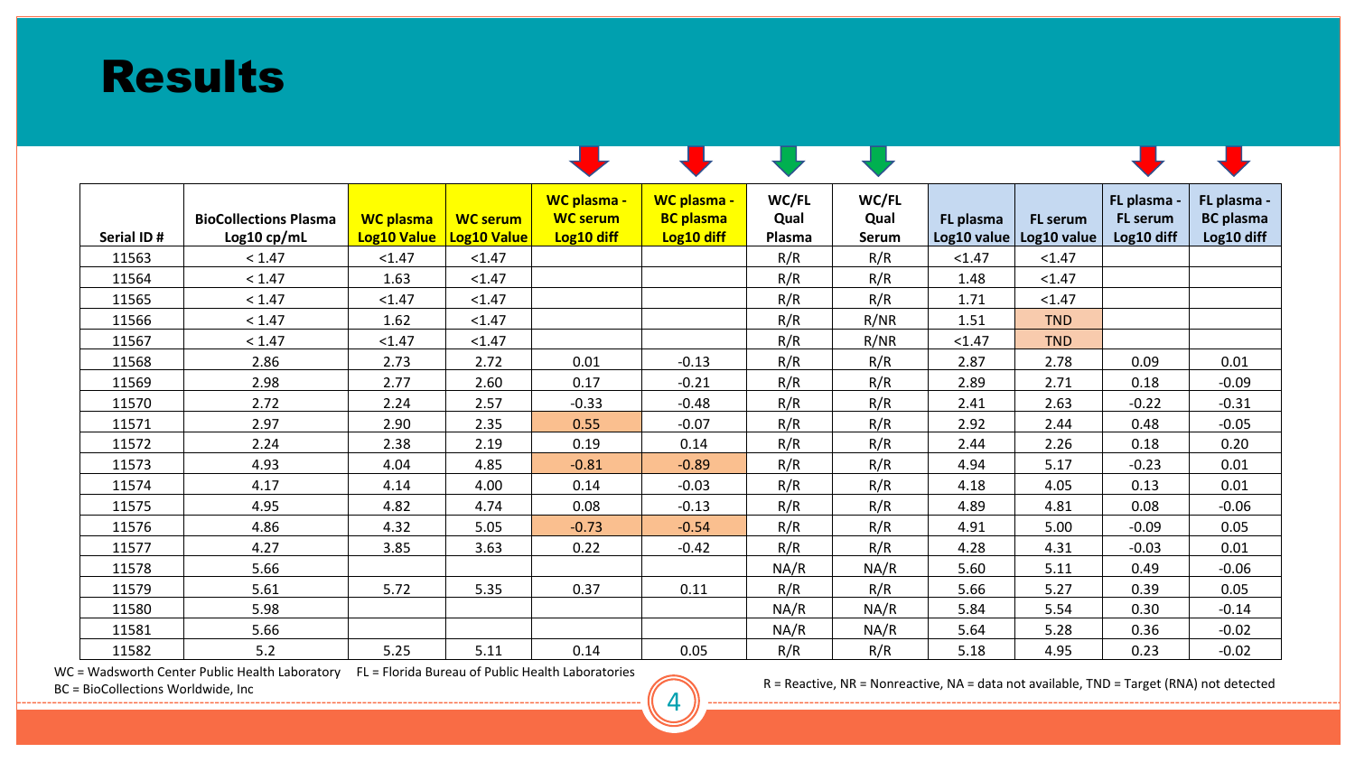# Results

| Serial ID # | BioCollections Plasma Log10 cp/mL | WC plasma Log10 Value | WC serum Log10 Value | WC plasma - WC serum Log10 diff | WC plasma - BC plasma Log10 diff | WC/FL Qual Plasma | WC/FL Qual Serum | FL plasma Log10 value | FL serum Log10 value | FL plasma - FL serum Log10 diff | FL plasma - BC plasma Log10 diff |
|---|---|---|---|---|---|---|---|---|---|---|---|
| 11563 | < 1.47 | <1.47 | <1.47 | | | R/R | R/R | <1.47 | <1.47 | | |
| 11564 | < 1.47 | 1.63 | <1.47 | | | R/R | R/R | 1.48 | <1.47 | | |
| 11565 | < 1.47 | <1.47 | <1.47 | | | R/R | R/R | 1.71 | <1.47 | | |
| 11566 | < 1.47 | 1.62 | <1.47 | | | R/R | R/NR | 1.51 | TND | | |
| 11567 | < 1.47 | <1.47 | <1.47 | | | R/R | R/NR | <1.47 | TND | | |
| 11568 | 2.86 | 2.73 | 2.72 | 0.01 | -0.13 | R/R | R/R | 2.87 | 2.78 | 0.09 | 0.01 |
| 11569 | 2.98 | 2.77 | 2.60 | 0.17 | -0.21 | R/R | R/R | 2.89 | 2.71 | 0.18 | -0.09 |
| 11570 | 2.72 | 2.24 | 2.57 | -0.33 | -0.48 | R/R | R/R | 2.41 | 2.63 | -0.22 | -0.31 |
| 11571 | 2.97 | 2.90 | 2.35 | 0.55 | -0.07 | R/R | R/R | 2.92 | 2.44 | 0.48 | -0.05 |
| 11572 | 2.24 | 2.38 | 2.19 | 0.19 | 0.14 | R/R | R/R | 2.44 | 2.26 | 0.18 | 0.20 |
| 11573 | 4.93 | 4.04 | 4.85 | -0.81 | -0.89 | R/R | R/R | 4.94 | 5.17 | -0.23 | 0.01 |
| 11574 | 4.17 | 4.14 | 4.00 | 0.14 | -0.03 | R/R | R/R | 4.18 | 4.05 | 0.13 | 0.01 |
| 11575 | 4.95 | 4.82 | 4.74 | 0.08 | -0.13 | R/R | R/R | 4.89 | 4.81 | 0.08 | -0.06 |
| 11576 | 4.86 | 4.32 | 5.05 | -0.73 | -0.54 | R/R | R/R | 4.91 | 5.00 | -0.09 | 0.05 |
| 11577 | 4.27 | 3.85 | 3.63 | 0.22 | -0.42 | R/R | R/R | 4.28 | 4.31 | -0.03 | 0.01 |
| 11578 | 5.66 | | | | | NA/R | NA/R | 5.60 | 5.11 | 0.49 | -0.06 |
| 11579 | 5.61 | 5.72 | 5.35 | 0.37 | 0.11 | R/R | R/R | 5.66 | 5.27 | 0.39 | 0.05 |
| 11580 | 5.98 | | | | | NA/R | NA/R | 5.84 | 5.54 | 0.30 | -0.14 |
| 11581 | 5.66 | | | | | NA/R | NA/R | 5.64 | 5.28 | 0.36 | -0.02 |
| 11582 | 5.2 | 5.25 | 5.11 | 0.14 | 0.05 | R/R | R/R | 5.18 | 4.95 | 0.23 | -0.02 |

WC = Wadsworth Center Public Health Laboratory FL = Florida Bureau of Public Health Laboratories
BC = BioCollections Worldwide, Inc

R = Reactive, NR = Nonreactive, NA = data not available, TND = Target (RNA) not detected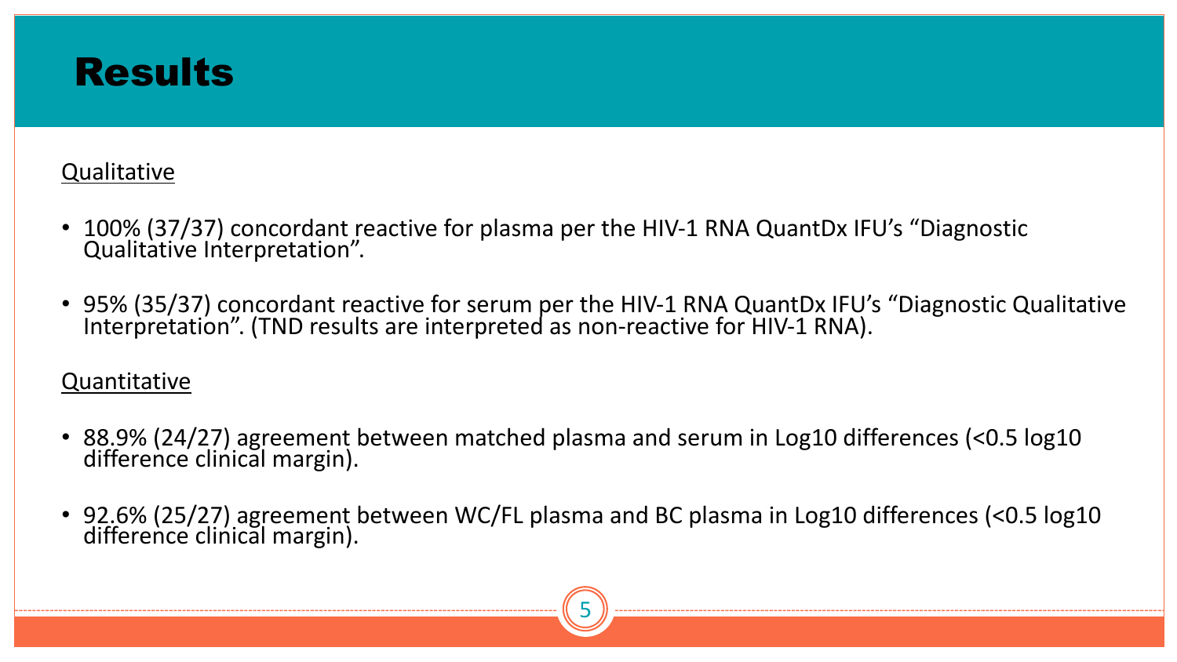# Results

Qualitative

- 100% (37/37) concordant reactive for plasma per the HIV-1 RNA QuantDx IFU's "Diagnostic Qualitative Interpretation".

- 95% (35/37) concordant reactive for serum per the HIV-1 RNA QuantDx IFU's "Diagnostic Qualitative Interpretation". (TND results are interpreted as non-reactive for HIV-1 RNA).

Quantitative

- 88.9% (24/27) agreement between matched plasma and serum in Log10 differences (<0.5 log10 difference clinical margin).

- 92.6% (25/27) agreement between WC/FL plasma and BC plasma in Log10 differences (<0.5 log10 difference clinical margin).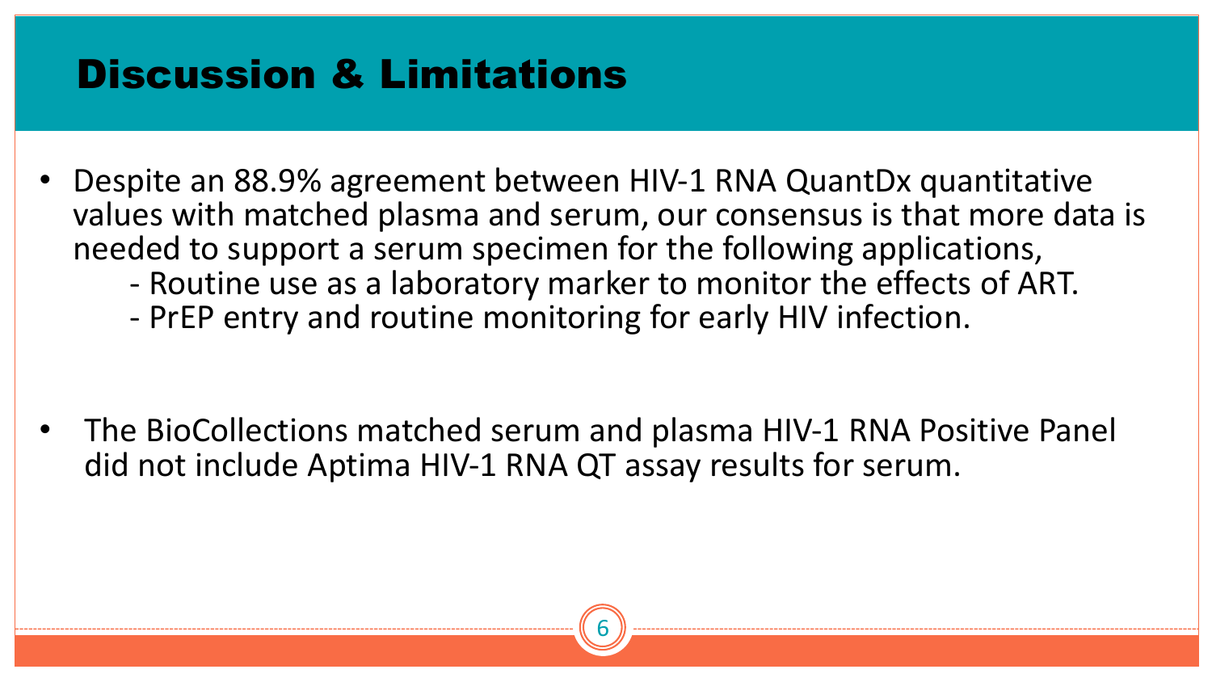# Discussion & Limitations

- Despite an 88.9% agreement between HIV-1 RNA QuantDx quantitative values with matched plasma and serum, our consensus is that more data is needed to support a serum specimen for the following applications,
  - Routine use as a laboratory marker to monitor the effects of ART.
  - PrEP entry and routine monitoring for early HIV infection.

- The BioCollections matched serum and plasma HIV-1 RNA Positive Panel did not include Aptima HIV-1 RNA QT assay results for serum.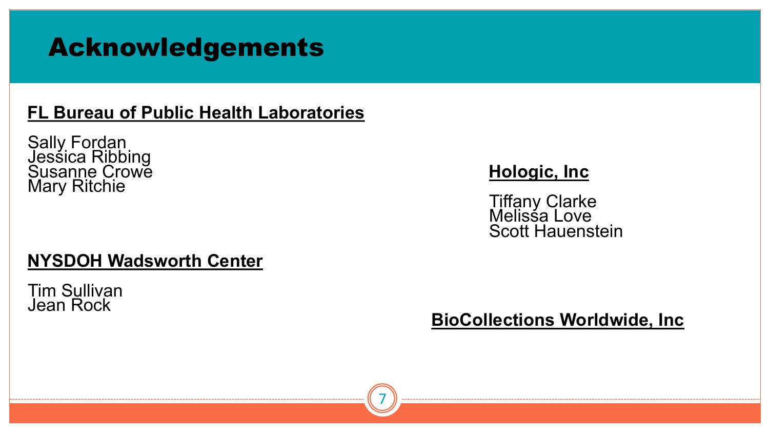# Acknowledgements

**FL Bureau of Public Health Laboratories**

Sally Fordan
Jessica Ribbing
Susanne Crowe
Mary Ritchie

**NYSDOH Wadsworth Center**

Tim Sullivan
Jean Rock

**Hologic, Inc**

Tiffany Clarke
Melissa Love
Scott Hauenstein

**BioCollections Worldwide, Inc**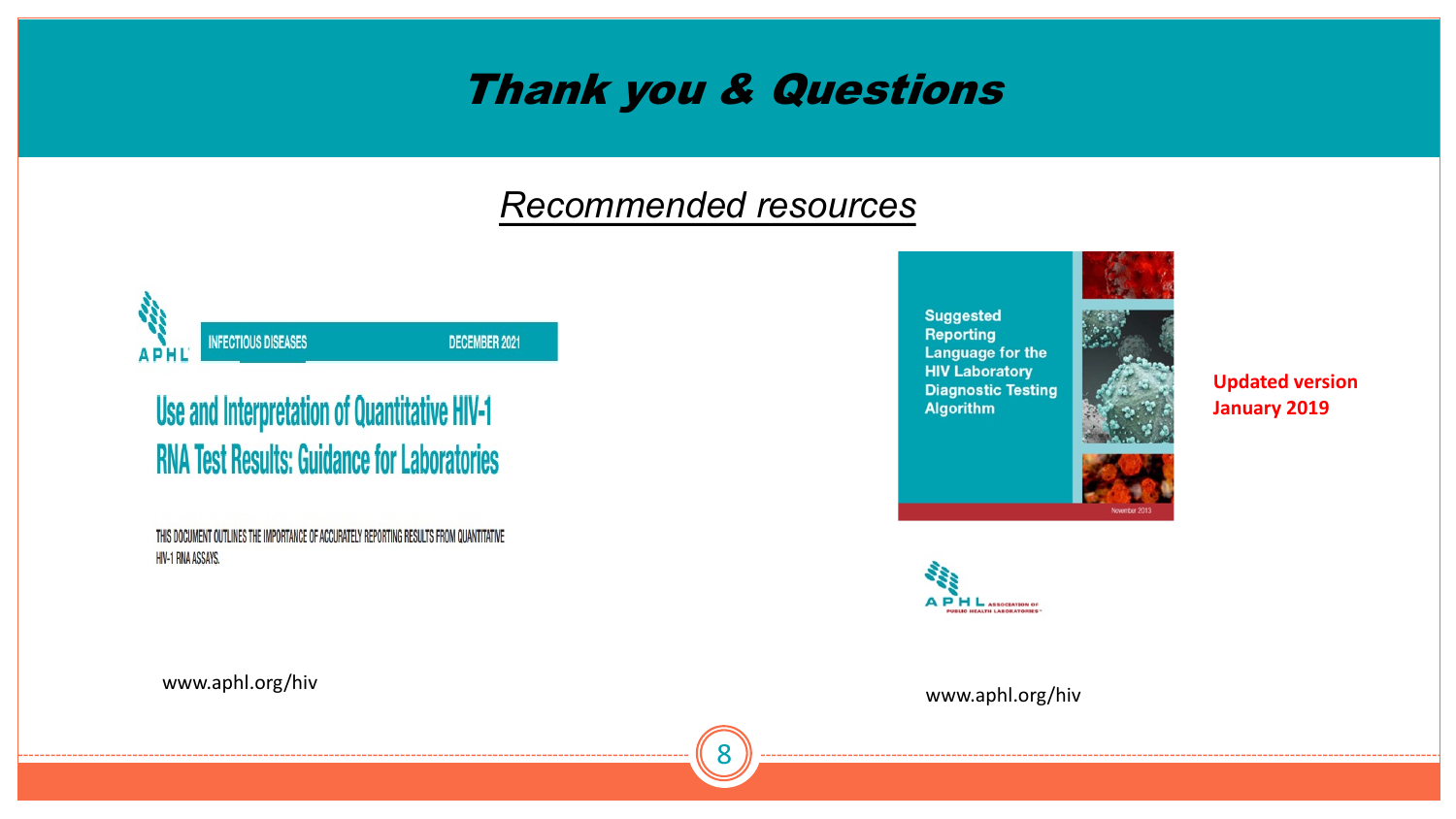# *Thank you & Questions*

## *Recommended resources*

APHL

INFECTIOUS DISEASES DECEMBER 2021

**Use and Interpretation of Quantitative HIV-1 RNA Test Results: Guidance for Laboratories**

THIS DOCUMENT OUTLINES THE IMPORTANCE OF ACCURATELY REPORTING RESULTS FROM QUANTITATIVE HIV-1 RNA ASSAYS.

www.aphl.org/hiv

**Suggested Reporting Language for the HIV Laboratory Diagnostic Testing Algorithm**

November 2013

APHL ASSOCIATION OF PUBLIC HEALTH LABORATORIES

**Updated version January 2019**

www.aphl.org/hiv